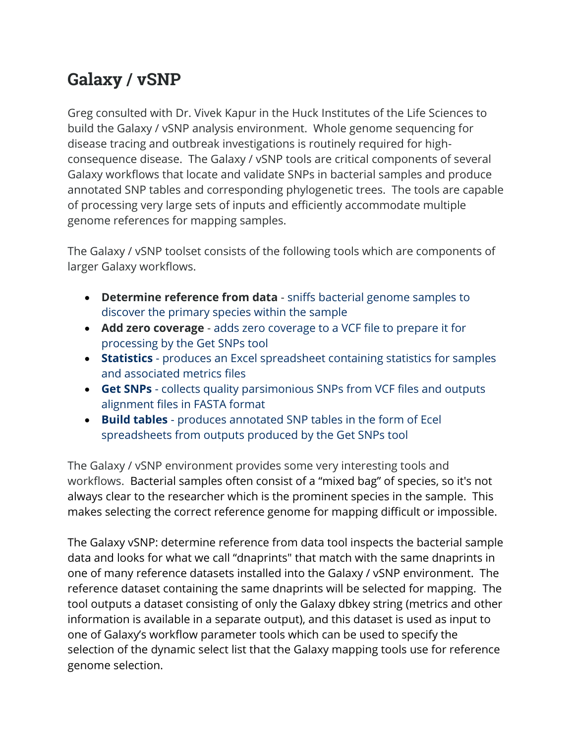# Galaxy / vSNP

Greg consulted with Dr. Vivek Kapur in the Huck Institutes of the Life Sciences to build the Galaxy / vSNP analysis environment. Whole genome sequencing for disease tracing and outbreak investigations is routinely required for high-consequence disease. The Galaxy / vSNP tools are critical components of several Galaxy workflows that locate and validate SNPs in bacterial samples and produce annotated SNP tables and corresponding phylogenetic trees. The tools are capable of processing very large sets of inputs and efficiently accommodate multiple genome references for mapping samples.

The Galaxy / vSNP toolset consists of the following tools which are components of larger Galaxy workflows.

- **Determine reference from data** - sniffs bacterial genome samples to discover the primary species within the sample
- **Add zero coverage** - adds zero coverage to a VCF file to prepare it for processing by the Get SNPs tool
- **Statistics** - produces an Excel spreadsheet containing statistics for samples and associated metrics files
- **Get SNPs** - collects quality parsimonious SNPs from VCF files and outputs alignment files in FASTA format
- **Build tables** - produces annotated SNP tables in the form of Ecel spreadsheets from outputs produced by the Get SNPs tool

The Galaxy / vSNP environment provides some very interesting tools and workflows. Bacterial samples often consist of a “mixed bag” of species, so it's not always clear to the researcher which is the prominent species in the sample. This makes selecting the correct reference genome for mapping difficult or impossible.

The Galaxy vSNP: determine reference from data tool inspects the bacterial sample data and looks for what we call “dnaprints" that match with the same dnaprints in one of many reference datasets installed into the Galaxy / vSNP environment. The reference dataset containing the same dnaprints will be selected for mapping. The tool outputs a dataset consisting of only the Galaxy dbkey string (metrics and other information is available in a separate output), and this dataset is used as input to one of Galaxy’s workflow parameter tools which can be used to specify the selection of the dynamic select list that the Galaxy mapping tools use for reference genome selection.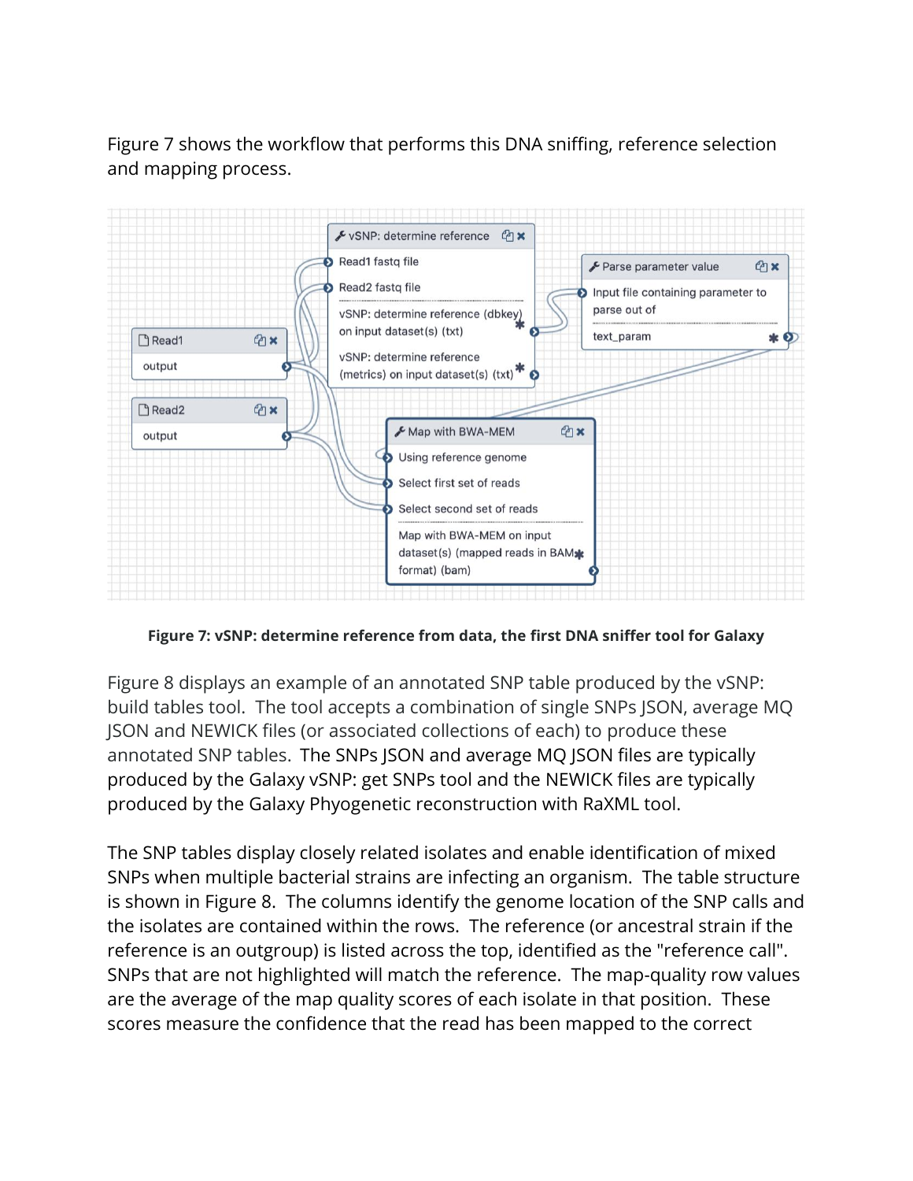Figure 7 shows the workflow that performs this DNA sniffing, reference selection and mapping process.

**Figure 7: vSNP: determine reference from data, the first DNA sniffer tool for Galaxy**

Figure 8 displays an example of an annotated SNP table produced by the vSNP: build tables tool. The tool accepts a combination of single SNPs JSON, average MQ JSON and NEWICK files (or associated collections of each) to produce these annotated SNP tables. The SNPs JSON and average MQ JSON files are typically produced by the Galaxy vSNP: get SNPs tool and the NEWICK files are typically produced by the Galaxy Phyogenetic reconstruction with RaXML tool.

The SNP tables display closely related isolates and enable identification of mixed SNPs when multiple bacterial strains are infecting an organism. The table structure is shown in Figure 8. The columns identify the genome location of the SNP calls and the isolates are contained within the rows. The reference (or ancestral strain if the reference is an outgroup) is listed across the top, identified as the "reference call". SNPs that are not highlighted will match the reference. The map-quality row values are the average of the map quality scores of each isolate in that position. These scores measure the confidence that the read has been mapped to the correct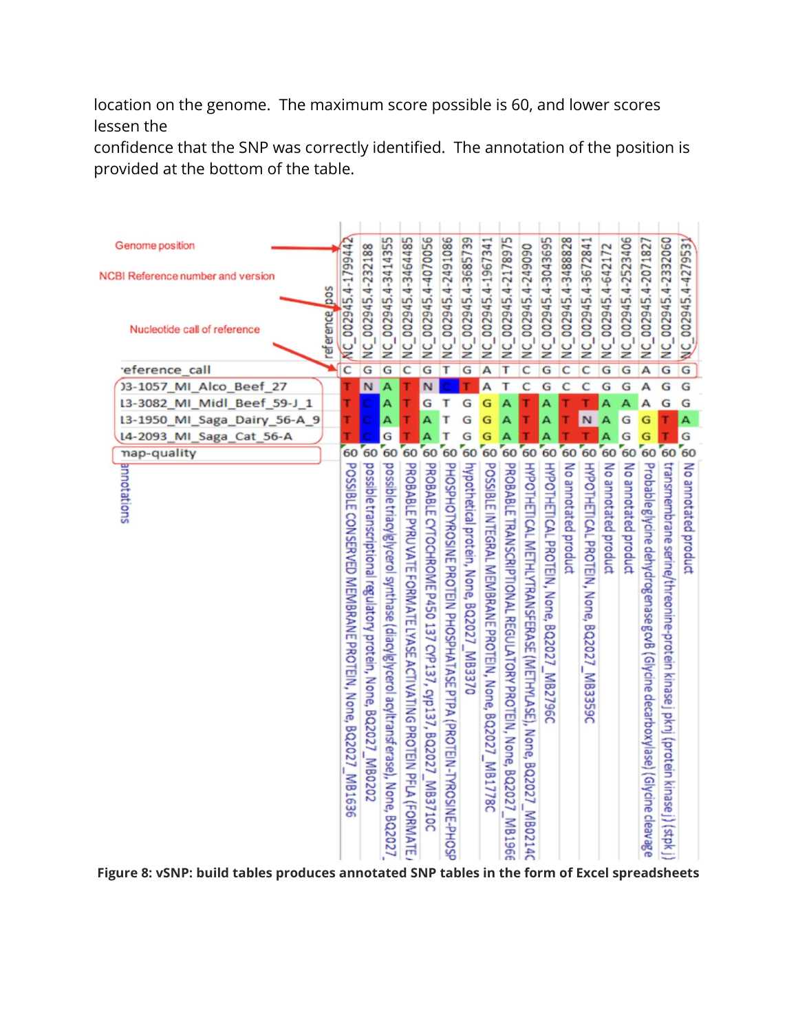location on the genome. The maximum score possible is 60, and lower scores lessen the
confidence that the SNP was correctly identified. The annotation of the position is provided at the bottom of the table.

Genome position

NCBI Reference number and version

Nucleotide call of reference

| reference_pos | NC_002945.4-1799442 | NC_002945.4-232188 | NC_002945.4-3414355 | NC_002945.4-3464485 | NC_002945.4-4070056 | NC_002945.4-2491086 | NC_002945.4-3685739 | NC_002945.4-1967341 | NC_002945.4-2178975 | NC_002945.4-249090 | NC_002945.4-3043695 | NC_002945.4-3488828 | NC_002945.4-3672841 | NC_002945.4-642172 | NC_002945.4-2523406 | NC_002945.4-2071827 | NC_002945.4-2332060 | NC_002945.4-4279531 |
|---|---|---|---|---|---|---|---|---|---|---|---|---|---|---|---|---|---|---|
| reference_call | C | G | G | C | G | T | G | A | T | C | G | C | C | G | G | A | G | G |
| 03-1057_MI_Alco_Beef_27 | T | N | A | T | N | C | T | A | T | C | G | C | C | G | G | A | G | G |
| 13-3082_MI_Midl_Beef_59-J_1 | T | C | A | T | G | T | G | G | A | T | A | T | T | A | A | A | G | G |
| 13-1950_MI_Saga_Dairy_56-A_9 | T | C | A | T | A | T | G | G | A | T | A | T | N | A | G | G | T | A |
| 14-2093_MI_Saga_Cat_56-A | T | C | G | T | A | T | G | G | A | T | A | T | T | A | G | G | T | G |
| map-quality | 60 | 60 | 60 | 60 | 60 | 60 | 60 | 60 | 60 | 60 | 60 | 60 | 60 | 60 | 60 | 60 | 60 | 60 |
| annotations | POSSIBLE CONSERVED MEMBRANE PROTEIN, None, BQ2027_MB1636 | possible transcriptional regulatory protein, None, BQ2027_MB0202 | possible triacylglycerol synthase (diacylglycerol acyltransferase), None, BQ2027_ | PROBABLE PYRUVATE FORMATE LYASE ACTIVATING PROTEIN PFLA (FORMATE / | PROBABLE CYTOCHROME P450 137 CYP137, cyp137, BQ2027_MB3710C | PHOSPHOTYROSINE PROTEIN PHOSPHATASE PTPA (PROTEIN-TYROSINE-PHOSP | hypothetical protein, None, BQ2027_MB3370 | POSSIBLE INTEGRAL MEMBRANE PROTEIN, None, BQ2027_MB1778C | PROBABLE TRANSCRIPTIONAL REGULATORY PROTEIN, None, BQ2027_MB1966 | HYPOTHETICAL METHLYTRANSFERASE (METHYLASE), None, BQ2027_MB0214C | HYPOTHETICAL PROTEIN, None, BQ2027_MB2796C | No annotated product | HYPOTHETICAL PROTEIN, None, BQ2027_MB3359C | No annotated product | No annotated product | Probable glycine dehydrogenase gcvB (Glycine decarboxylase) (Glycine cleavage | transmembrane serine/threonine-protein kinase j pknj (protein kinase j) (stpk j) | No annotated product |

**Figure 8: vSNP: build tables produces annotated SNP tables in the form of Excel spreadsheets**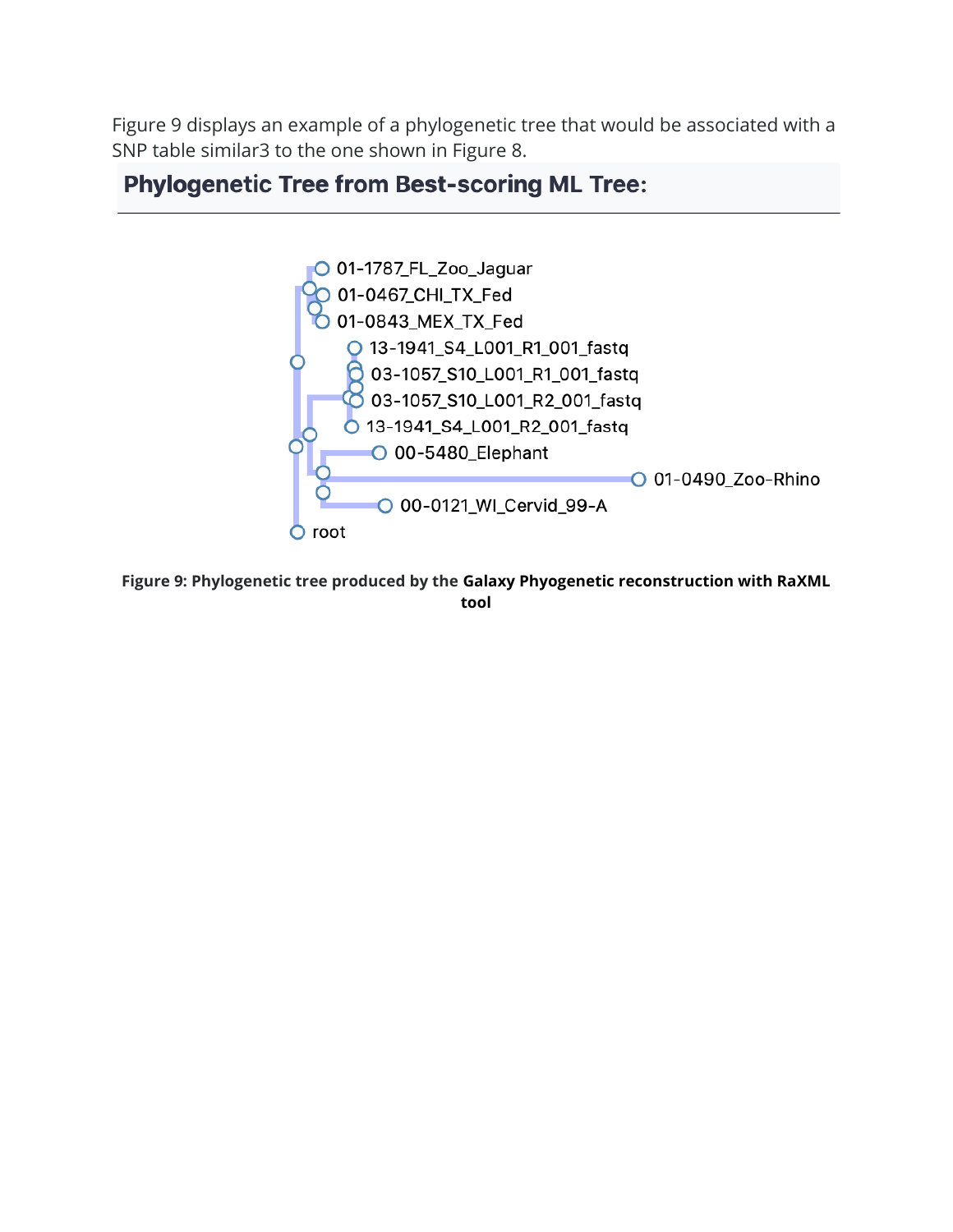Figure 9 displays an example of a phylogenetic tree that would be associated with a SNP table similar3 to the one shown in Figure 8.

## Phylogenetic Tree from Best-scoring ML Tree:

01-1787_FL_Zoo_Jaguar
01-0467_CHI_TX_Fed
01-0843_MEX_TX_Fed
13-1941_S4_L001_R1_001_fastq
03-1057_S10_L001_R1_001_fastq
03-1057_S10_L001_R2_001_fastq
13-1941_S4_L001_R2_001_fastq
00-5480_Elephant
01-0490_Zoo-Rhino
00-0121_WI_Cervid_99-A
root

**Figure 9: Phylogenetic tree produced by the Galaxy Phyogenetic reconstruction with RaXML tool**